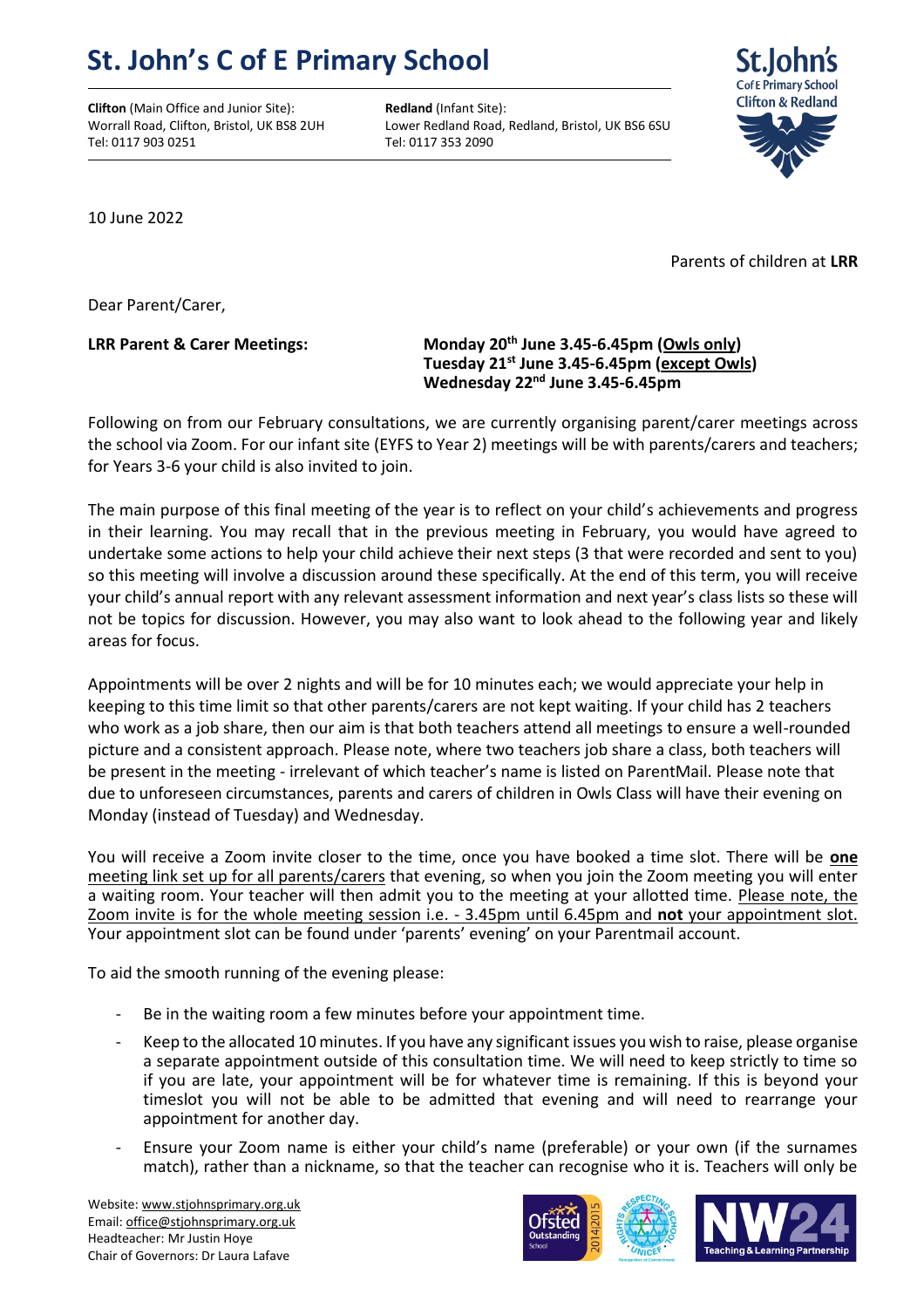# St. John's C of E Primary School

**Clifton** (Main Office and Junior Site):
Worrall Road, Clifton, Bristol, UK BS8 2UH
Tel: 0117 903 0251

**Redland** (Infant Site):
Lower Redland Road, Redland, Bristol, UK BS6 6SU
Tel: 0117 353 2090

10 June 2022

Parents of children at **LRR**

Dear Parent/Carer,

**LRR Parent & Carer Meetings:**
**Monday 20th June 3.45-6.45pm (Owls only)**
**Tuesday 21st June 3.45-6.45pm (except Owls)**
**Wednesday 22nd June 3.45-6.45pm**

Following on from our February consultations, we are currently organising parent/carer meetings across the school via Zoom. For our infant site (EYFS to Year 2) meetings will be with parents/carers and teachers; for Years 3-6 your child is also invited to join.

The main purpose of this final meeting of the year is to reflect on your child's achievements and progress in their learning. You may recall that in the previous meeting in February, you would have agreed to undertake some actions to help your child achieve their next steps (3 that were recorded and sent to you) so this meeting will involve a discussion around these specifically. At the end of this term, you will receive your child's annual report with any relevant assessment information and next year's class lists so these will not be topics for discussion. However, you may also want to look ahead to the following year and likely areas for focus.

Appointments will be over 2 nights and will be for 10 minutes each; we would appreciate your help in keeping to this time limit so that other parents/carers are not kept waiting. If your child has 2 teachers who work as a job share, then our aim is that both teachers attend all meetings to ensure a well-rounded picture and a consistent approach. Please note, where two teachers job share a class, both teachers will be present in the meeting - irrelevant of which teacher's name is listed on ParentMail. Please note that due to unforeseen circumstances, parents and carers of children in Owls Class will have their evening on Monday (instead of Tuesday) and Wednesday.

You will receive a Zoom invite closer to the time, once you have booked a time slot. There will be **one** meeting link set up for all parents/carers that evening, so when you join the Zoom meeting you will enter a waiting room. Your teacher will then admit you to the meeting at your allotted time. Please note, the Zoom invite is for the whole meeting session i.e. - 3.45pm until 6.45pm and **not** your appointment slot. Your appointment slot can be found under 'parents' evening' on your Parentmail account.

To aid the smooth running of the evening please:

- Be in the waiting room a few minutes before your appointment time.
- Keep to the allocated 10 minutes. If you have any significant issues you wish to raise, please organise a separate appointment outside of this consultation time. We will need to keep strictly to time so if you are late, your appointment will be for whatever time is remaining. If this is beyond your timeslot you will not be able to be admitted that evening and will need to rearrange your appointment for another day.
- Ensure your Zoom name is either your child's name (preferable) or your own (if the surnames match), rather than a nickname, so that the teacher can recognise who it is. Teachers will only be

Website: www.stjohnsprimary.org.uk
Email: office@stjohnsprimary.org.uk
Headteacher: Mr Justin Hoye
Chair of Governors: Dr Laura Lafave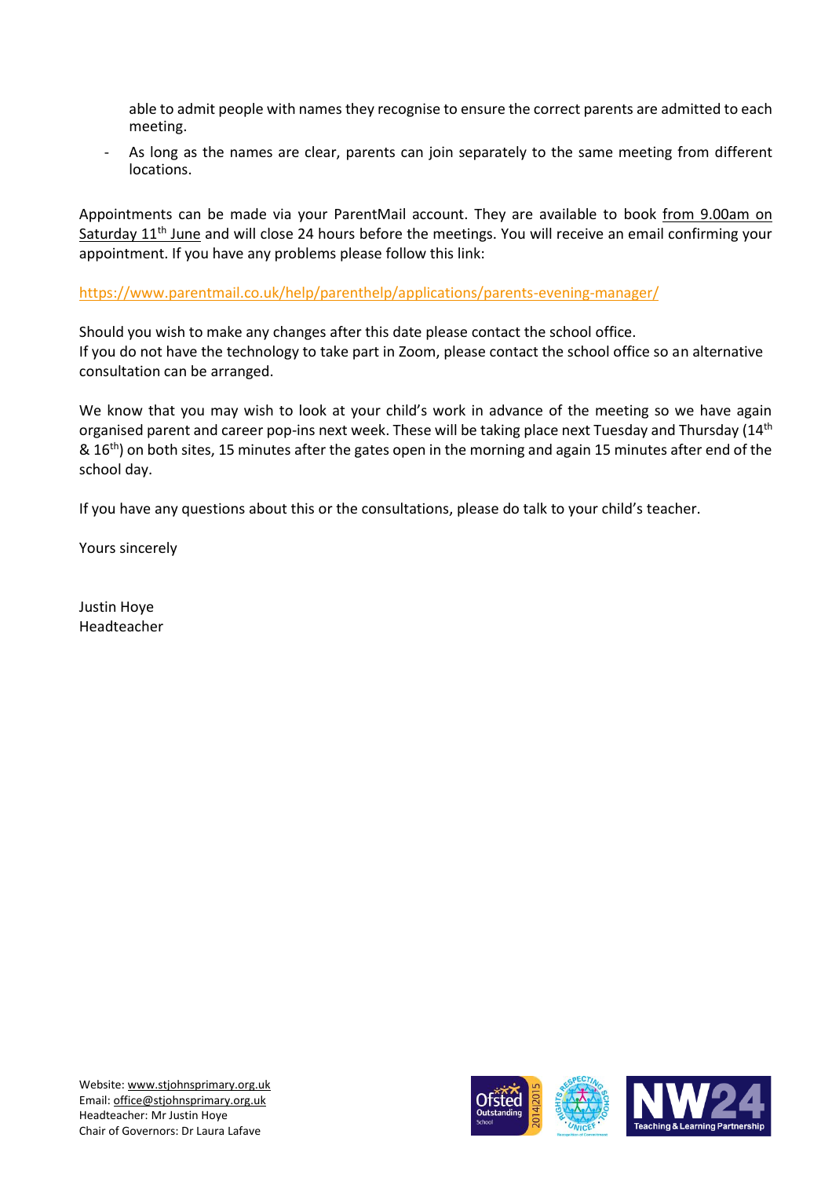able to admit people with names they recognise to ensure the correct parents are admitted to each meeting.

- As long as the names are clear, parents can join separately to the same meeting from different locations.

Appointments can be made via your ParentMail account. They are available to book from 9.00am on Saturday 11th June and will close 24 hours before the meetings. You will receive an email confirming your appointment. If you have any problems please follow this link:

https://www.parentmail.co.uk/help/parenthelp/applications/parents-evening-manager/

Should you wish to make any changes after this date please contact the school office.
If you do not have the technology to take part in Zoom, please contact the school office so an alternative consultation can be arranged.

We know that you may wish to look at your child's work in advance of the meeting so we have again organised parent and career pop-ins next week. These will be taking place next Tuesday and Thursday (14th & 16th) on both sites, 15 minutes after the gates open in the morning and again 15 minutes after end of the school day.

If you have any questions about this or the consultations, please do talk to your child's teacher.

Yours sincerely

Justin Hoye
Headteacher

Website: www.stjohnsprimary.org.uk
Email: office@stjohnsprimary.org.uk
Headteacher: Mr Justin Hoye
Chair of Governors: Dr Laura Lafave